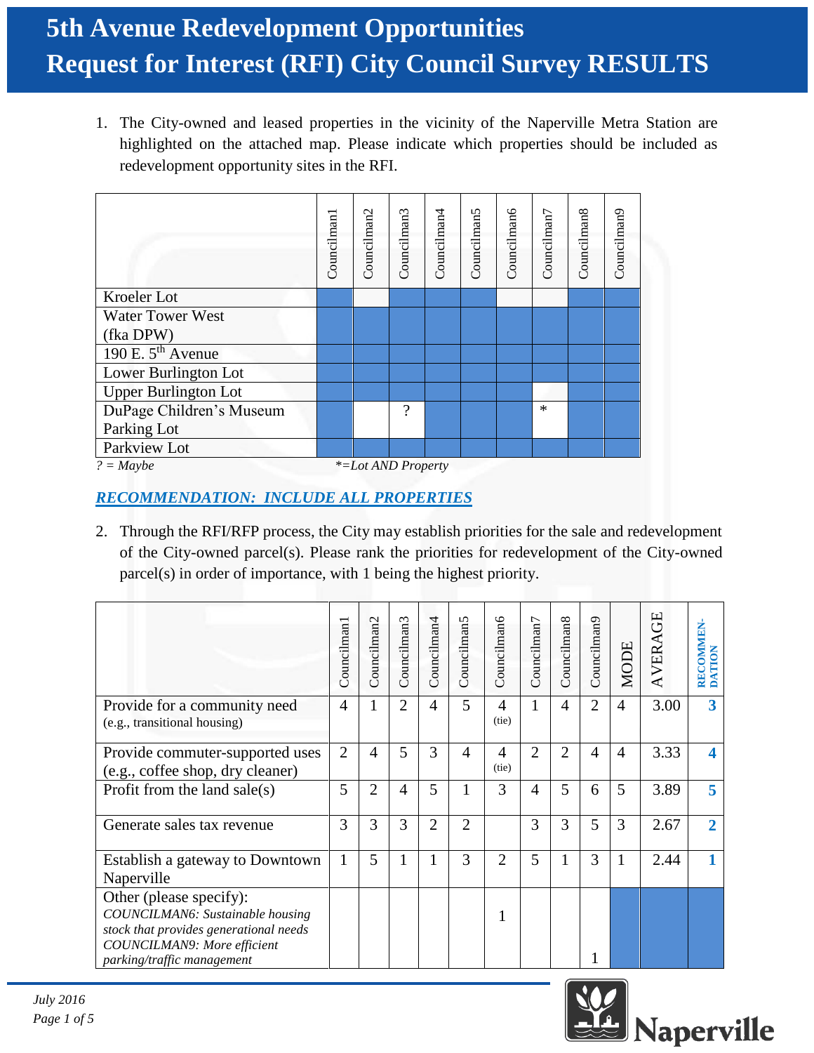# 5th Avenue Redevelopment Opportunities
# Request for Interest (RFI) City Council Survey RESULTS

1. The City-owned and leased properties in the vicinity of the Naperville Metra Station are highlighted on the attached map. Please indicate which properties should be included as redevelopment opportunity sites in the RFI.

| | Councilman1 | Councilman2 | Councilman3 | Councilman4 | Councilman5 | Councilman6 | Councilman7 | Councilman8 | Councilman9 |
|---|---|---|---|---|---|---|---|---|---|
| Kroeler Lot | ■ | | ■ | ■ | ■ | | | ■ | ■ |
| Water Tower West (fka DPW) | ■ | ■ | ■ | ■ | ■ | ■ | ■ | ■ | ■ |
| 190 E. 5th Avenue | ■ | ■ | ■ | ■ | ■ | ■ | ■ | ■ | ■ |
| Lower Burlington Lot | ■ | ■ | ■ | ■ | ■ | ■ | ■ | ■ | ■ |
| Upper Burlington Lot | ■ | ■ | ■ | ■ | ■ | ■ | | ■ | ■ |
| DuPage Children's Museum Parking Lot | ■ | | ? | ■ | ■ | ■ | * | ■ | ■ |
| Parkview Lot | ■ | ■ | ■ | ■ | ■ | ■ | ■ | ■ | ■ |

*? = Maybe* *\*=Lot AND Property*

***RECOMMENDATION: INCLUDE ALL PROPERTIES***

2. Through the RFI/RFP process, the City may establish priorities for the sale and redevelopment of the City-owned parcel(s). Please rank the priorities for redevelopment of the City-owned parcel(s) in order of importance, with 1 being the highest priority.

| | Councilman1 | Councilman2 | Councilman3 | Councilman4 | Councilman5 | Councilman6 | Councilman7 | Councilman8 | Councilman9 | MODE | AVERAGE | RECOMMEN-DATION |
|---|---|---|---|---|---|---|---|---|---|---|---|---|
| Provide for a community need (e.g., transitional housing) | 4 | 1 | 2 | 4 | 5 | 4 (tie) | 1 | 4 | 2 | 4 | 3.00 | **3** |
| Provide commuter-supported uses (e.g., coffee shop, dry cleaner) | 2 | 4 | 5 | 3 | 4 | 4 (tie) | 2 | 2 | 4 | 4 | 3.33 | **4** |
| Profit from the land sale(s) | 5 | 2 | 4 | 5 | 1 | 3 | 4 | 5 | 6 | 5 | 3.89 | **5** |
| Generate sales tax revenue | 3 | 3 | 3 | 2 | 2 | | 3 | 3 | 5 | 3 | 2.67 | **2** |
| Establish a gateway to Downtown Naperville | 1 | 5 | 1 | 1 | 3 | 2 | 5 | 1 | 3 | 1 | 2.44 | **1** |
| Other (please specify): *COUNCILMAN6: Sustainable housing stock that provides generational needs* *COUNCILMAN9: More efficient parking/traffic management* | | | | | | 1 | | | 1 | | | |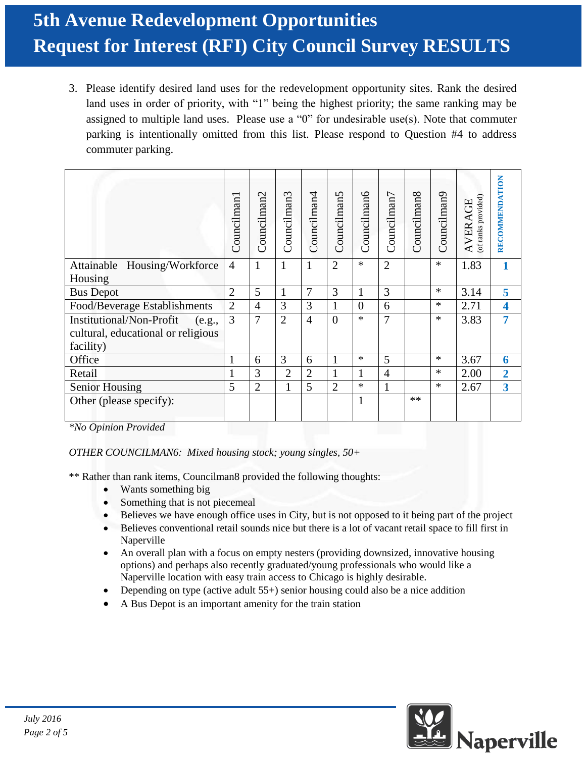# 5th Avenue Redevelopment Opportunities
# Request for Interest (RFI) City Council Survey RESULTS

3. Please identify desired land uses for the redevelopment opportunity sites. Rank the desired land uses in order of priority, with "1" being the highest priority; the same ranking may be assigned to multiple land uses. Please use a "0" for undesirable use(s). Note that commuter parking is intentionally omitted from this list. Please respond to Question #4 to address commuter parking.

| | Councilman1 | Councilman2 | Councilman3 | Councilman4 | Councilman5 | Councilman6 | Councilman7 | Councilman8 | Councilman9 | AVERAGE (of ranks provided) | RECOMMENDATION |
|---|---|---|---|---|---|---|---|---|---|---|---|
| Attainable Housing/Workforce Housing | 4 | 1 | 1 | 1 | 2 | * | 2 | | * | 1.83 | **1** |
| Bus Depot | 2 | 5 | 1 | 7 | 3 | 1 | 3 | | * | 3.14 | **5** |
| Food/Beverage Establishments | 2 | 4 | 3 | 3 | 1 | 0 | 6 | | * | 2.71 | **4** |
| Institutional/Non-Profit (e.g., cultural, educational or religious facility) | 3 | 7 | 2 | 4 | 0 | * | 7 | | * | 3.83 | **7** |
| Office | 1 | 6 | 3 | 6 | 1 | * | 5 | | * | 3.67 | **6** |
| Retail | 1 | 3 | 2 | 2 | 1 | 1 | 4 | | * | 2.00 | **2** |
| Senior Housing | 5 | 2 | 1 | 5 | 2 | * | 1 | | * | 2.67 | **3** |
| Other (please specify): | | | | | | 1 | | ** | | | |

*\*No Opinion Provided*

*OTHER COUNCILMAN6: Mixed housing stock; young singles, 50+*

** Rather than rank items, Councilman8 provided the following thoughts:

- Wants something big
- Something that is not piecemeal
- Believes we have enough office uses in City, but is not opposed to it being part of the project
- Believes conventional retail sounds nice but there is a lot of vacant retail space to fill first in Naperville
- An overall plan with a focus on empty nesters (providing downsized, innovative housing options) and perhaps also recently graduated/young professionals who would like a Naperville location with easy train access to Chicago is highly desirable.
- Depending on type (active adult 55+) senior housing could also be a nice addition
- A Bus Depot is an important amenity for the train station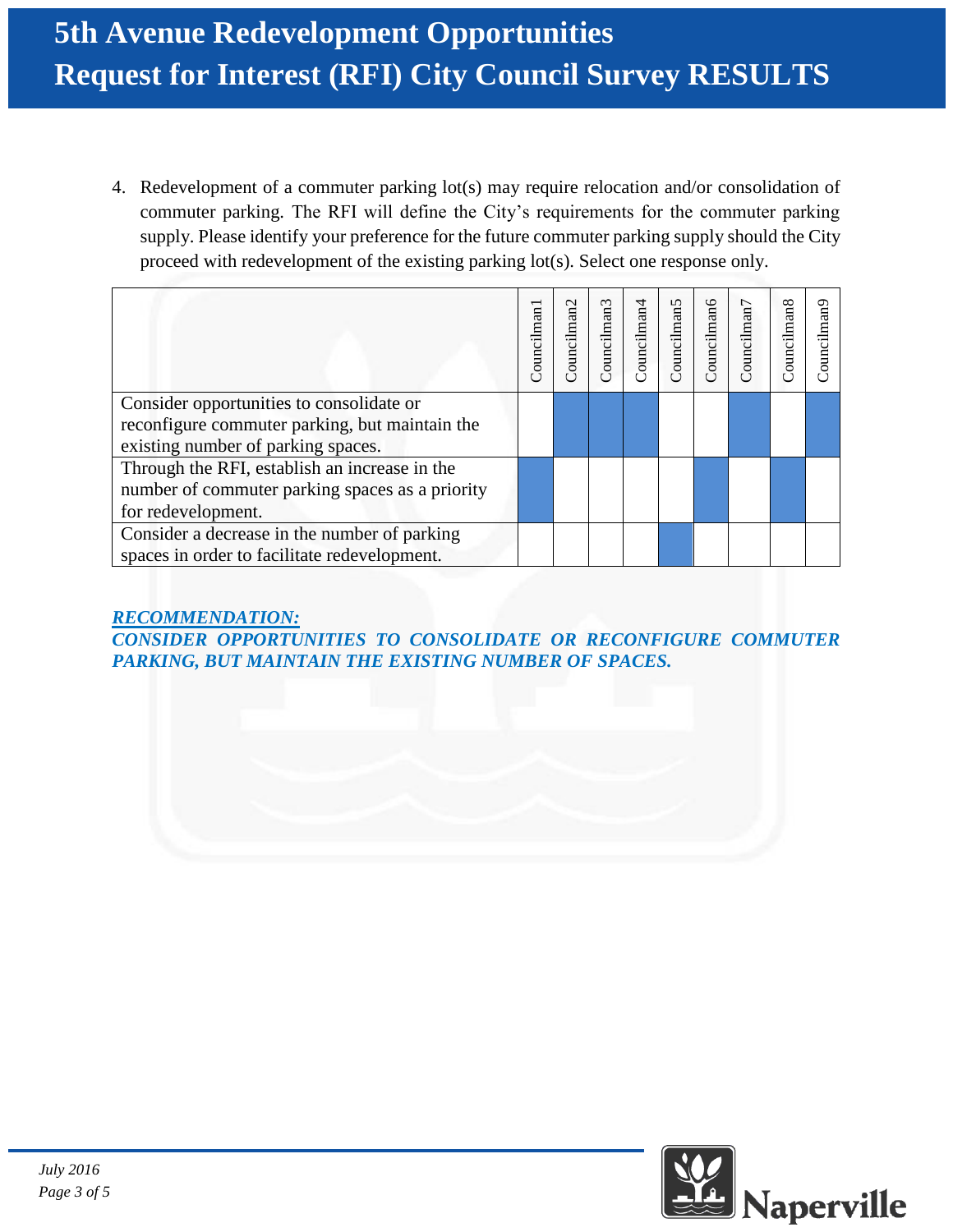4. Redevelopment of a commuter parking lot(s) may require relocation and/or consolidation of commuter parking. The RFI will define the City's requirements for the commuter parking supply. Please identify your preference for the future commuter parking supply should the City proceed with redevelopment of the existing parking lot(s). Select one response only.

| | Councilman1 | Councilman2 | Councilman3 | Councilman4 | Councilman5 | Councilman6 | Councilman7 | Councilman8 | Councilman9 |
|---|---|---|---|---|---|---|---|---|---|
| Consider opportunities to consolidate or reconfigure commuter parking, but maintain the existing number of parking spaces. | | X | X | X | | | X | | X |
| Through the RFI, establish an increase in the number of commuter parking spaces as a priority for redevelopment. | X | | | | | X | | X | |
| Consider a decrease in the number of parking spaces in order to facilitate redevelopment. | | | | | X | | | | |

***RECOMMENDATION:***

***CONSIDER OPPORTUNITIES TO CONSOLIDATE OR RECONFIGURE COMMUTER PARKING, BUT MAINTAIN THE EXISTING NUMBER OF SPACES.***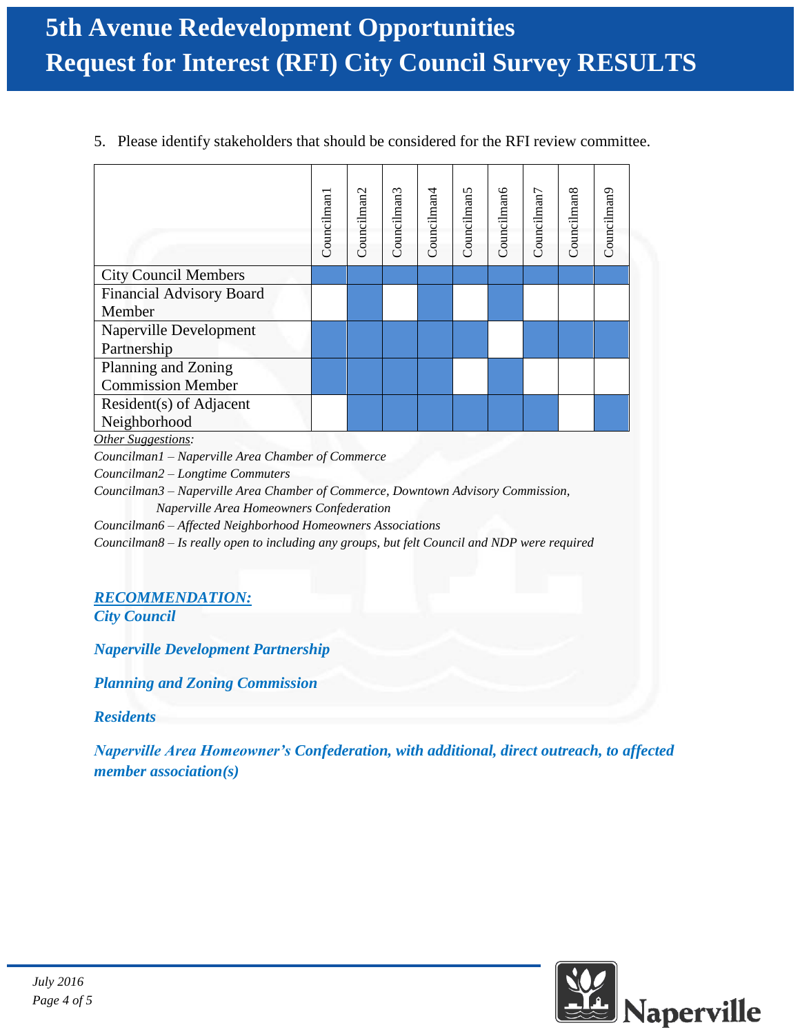5. Please identify stakeholders that should be considered for the RFI review committee.

| | Councilman1 | Councilman2 | Councilman3 | Councilman4 | Councilman5 | Councilman6 | Councilman7 | Councilman8 | Councilman9 |
|---|---|---|---|---|---|---|---|---|---|
| City Council Members | X | X | X | X | X | X | X | X | X |
| Financial Advisory Board Member | | X | | X | | X | | | |
| Naperville Development Partnership | X | X | X | X | X | | X | X | X |
| Planning and Zoning Commission Member | X | X | X | X | | X | | | |
| Resident(s) of Adjacent Neighborhood | | X | X | X | X | X | X | | X |

*Other Suggestions:*

*Councilman1 – Naperville Area Chamber of Commerce*

*Councilman2 – Longtime Commuters*

*Councilman3 – Naperville Area Chamber of Commerce, Downtown Advisory Commission, Naperville Area Homeowners Confederation*

*Councilman6 – Affected Neighborhood Homeowners Associations*

*Councilman8 – Is really open to including any groups, but felt Council and NDP were required*

***RECOMMENDATION:***

***City Council***

***Naperville Development Partnership***

***Planning and Zoning Commission***

***Residents***

***Naperville Area Homeowner's Confederation, with additional, direct outreach, to affected member association(s)***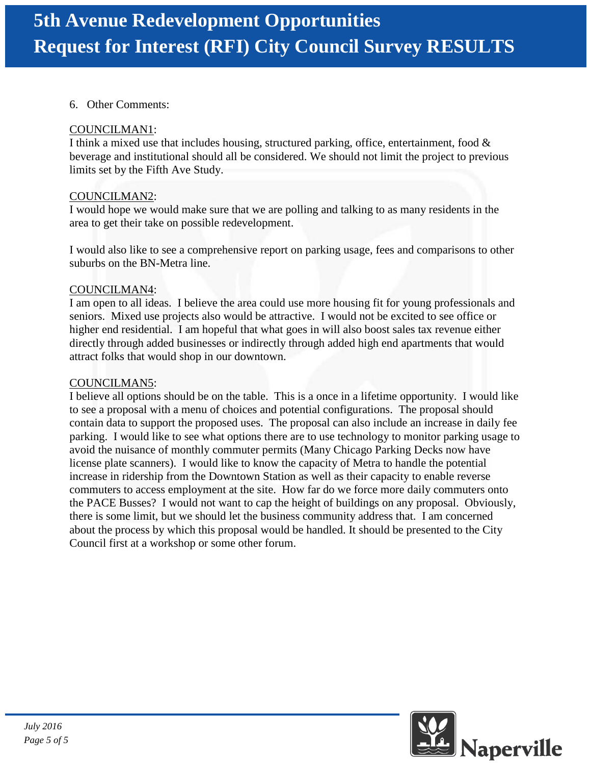6. Other Comments:

COUNCILMAN1:
I think a mixed use that includes housing, structured parking, office, entertainment, food & beverage and institutional should all be considered. We should not limit the project to previous limits set by the Fifth Ave Study.

COUNCILMAN2:
I would hope we would make sure that we are polling and talking to as many residents in the area to get their take on possible redevelopment.

I would also like to see a comprehensive report on parking usage, fees and comparisons to other suburbs on the BN-Metra line.

COUNCILMAN4:
I am open to all ideas. I believe the area could use more housing fit for young professionals and seniors. Mixed use projects also would be attractive. I would not be excited to see office or higher end residential. I am hopeful that what goes in will also boost sales tax revenue either directly through added businesses or indirectly through added high end apartments that would attract folks that would shop in our downtown.

COUNCILMAN5:
I believe all options should be on the table. This is a once in a lifetime opportunity. I would like to see a proposal with a menu of choices and potential configurations. The proposal should contain data to support the proposed uses. The proposal can also include an increase in daily fee parking. I would like to see what options there are to use technology to monitor parking usage to avoid the nuisance of monthly commuter permits (Many Chicago Parking Decks now have license plate scanners). I would like to know the capacity of Metra to handle the potential increase in ridership from the Downtown Station as well as their capacity to enable reverse commuters to access employment at the site. How far do we force more daily commuters onto the PACE Busses? I would not want to cap the height of buildings on any proposal. Obviously, there is some limit, but we should let the business community address that. I am concerned about the process by which this proposal would be handled. It should be presented to the City Council first at a workshop or some other forum.